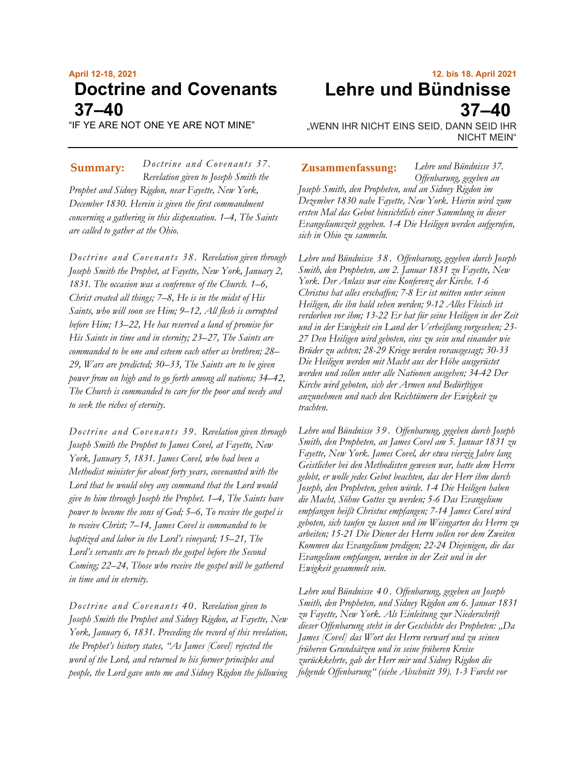April 12-18, 2021

# Doctrine and Covenants 37–40

"IF YE ARE NOT ONE YE ARE NOT MINE"

**Summary:** *Doctrine and Covenants 37. Revelation given to Joseph Smith the Prophet and Sidney Rigdon, near Fayette, New York, December 1830. Herein is given the first commandment concerning a gathering in this dispensation. 1–4, The Saints are called to gather at the Ohio.*

*Doctrine and Covenants 38. Revelation given through Joseph Smith the Prophet, at Fayette, New York, January 2, 1831. The occasion was a conference of the Church. 1–6, Christ created all things; 7–8, He is in the midst of His Saints, who will soon see Him; 9–12, All flesh is corrupted before Him; 13–22, He has reserved a land of promise for His Saints in time and in eternity; 23–27, The Saints are commanded to be one and esteem each other as brethren; 28–29, Wars are predicted; 30–33, The Saints are to be given power from on high and to go forth among all nations; 34–42, The Church is commanded to care for the poor and needy and to seek the riches of eternity.*

*Doctrine and Covenants 39. Revelation given through Joseph Smith the Prophet to James Covel, at Fayette, New York, January 5, 1831. James Covel, who had been a Methodist minister for about forty years, covenanted with the Lord that he would obey any command that the Lord would give to him through Joseph the Prophet. 1–4, The Saints have power to become the sons of God; 5–6, To receive the gospel is to receive Christ; 7–14, James Covel is commanded to be baptized and labor in the Lord's vineyard; 15–21, The Lord's servants are to preach the gospel before the Second Coming; 22–24, Those who receive the gospel will be gathered in time and in eternity.*

*Doctrine and Covenants 40. Revelation given to Joseph Smith the Prophet and Sidney Rigdon, at Fayette, New York, January 6, 1831. Preceding the record of this revelation, the Prophet's history states, "As James [Covel] rejected the word of the Lord, and returned to his former principles and people, the Lord gave unto me and Sidney Rigdon the following*

12. bis 18. April 2021

# Lehre und Bündnisse 37–40

„WENN IHR NICHT EINS SEID, DANN SEID IHR NICHT MEIN"

**Zusammenfassung:** *Lehre und Bündnisse 37. Offenbarung, gegeben an Joseph Smith, den Propheten, und an Sidney Rigdon im Dezember 1830 nahe Fayette, New York. Hierin wird zum ersten Mal das Gebot hinsichtlich einer Sammlung in dieser Evangeliumszeit gegeben. 1-4 Die Heiligen werden aufgerufen, sich in Ohio zu sammeln.*

*Lehre und Bündnisse 38. Offenbarung, gegeben durch Joseph Smith, den Propheten, am 2. Januar 1831 zu Fayette, New York. Der Anlass war eine Konferenz der Kirche. 1-6 Christus hat alles erschaffen; 7-8 Er ist mitten unter seinen Heiligen, die ihn bald sehen werden; 9-12 Alles Fleisch ist verdorben vor ihm; 13-22 Er hat für seine Heiligen in der Zeit und in der Ewigkeit ein Land der Verheißung vorgesehen; 23-27 Den Heiligen wird geboten, eins zu sein und einander wie Brüder zu achten; 28-29 Kriege werden vorausgesagt; 30-33 Die Heiligen werden mit Macht aus der Höhe ausgerüstet werden und sollen unter alle Nationen ausgehen; 34-42 Der Kirche wird geboten, sich der Armen und Bedürftigen anzunehmen und nach den Reichtümern der Ewigkeit zu trachten.*

*Lehre und Bündnisse 39. Offenbarung, gegeben durch Joseph Smith, den Propheten, an James Covel am 5. Januar 1831 zu Fayette, New York. James Covel, der etwa vierzig Jahre lang Geistlicher bei den Methodisten gewesen war, hatte dem Herrn gelobt, er wolle jedes Gebot beachten, das der Herr ihm durch Joseph, den Propheten, geben würde. 1-4 Die Heiligen haben die Macht, Söhne Gottes zu werden; 5-6 Das Evangelium empfangen heißt Christus empfangen; 7-14 James Covel wird geboten, sich taufen zu lassen und im Weingarten des Herrn zu arbeiten; 15-21 Die Diener des Herrn sollen vor dem Zweiten Kommen das Evangelium predigen; 22-24 Diejenigen, die das Evangelium empfangen, werden in der Zeit und in der Ewigkeit gesammelt sein.*

*Lehre und Bündnisse 40. Offenbarung, gegeben an Joseph Smith, den Propheten, und Sidney Rigdon am 6. Januar 1831 zu Fayette, New York. Als Einleitung zur Niederschrift dieser Offenbarung steht in der Geschichte des Propheten: „Da James [Covel] das Wort des Herrn verwarf und zu seinen früheren Grundsätzen und in seine früheren Kreise zurückkehrte, gab der Herr mir und Sidney Rigdon die folgende Offenbarung" (siehe Abschnitt 39). 1-3 Furcht vor*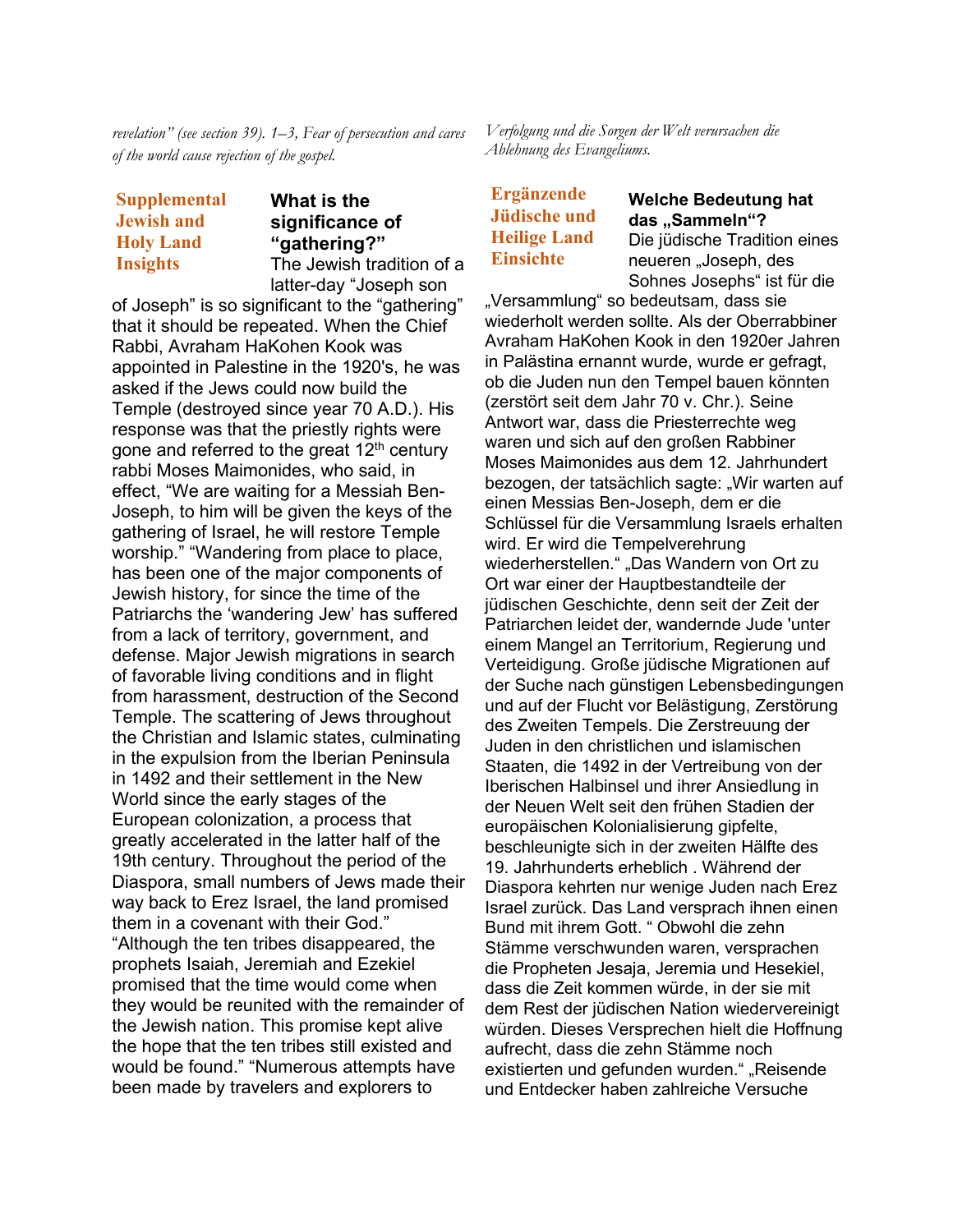*revelation" (see section 39). 1–3, Fear of persecution and cares of the world cause rejection of the gospel.*

### Supplemental Jewish and Holy Land Insights

**What is the significance of "gathering?"**

The Jewish tradition of a latter-day "Joseph son of Joseph" is so significant to the "gathering" that it should be repeated. When the Chief Rabbi, Avraham HaKohen Kook was appointed in Palestine in the 1920's, he was asked if the Jews could now build the Temple (destroyed since year 70 A.D.). His response was that the priestly rights were gone and referred to the great 12th century rabbi Moses Maimonides, who said, in effect, "We are waiting for a Messiah Ben-Joseph, to him will be given the keys of the gathering of Israel, he will restore Temple worship." "Wandering from place to place, has been one of the major components of Jewish history, for since the time of the Patriarchs the 'wandering Jew' has suffered from a lack of territory, government, and defense. Major Jewish migrations in search of favorable living conditions and in flight from harassment, destruction of the Second Temple. The scattering of Jews throughout the Christian and Islamic states, culminating in the expulsion from the Iberian Peninsula in 1492 and their settlement in the New World since the early stages of the European colonization, a process that greatly accelerated in the latter half of the 19th century. Throughout the period of the Diaspora, small numbers of Jews made their way back to Erez Israel, the land promised them in a covenant with their God." "Although the ten tribes disappeared, the prophets Isaiah, Jeremiah and Ezekiel promised that the time would come when they would be reunited with the remainder of the Jewish nation. This promise kept alive the hope that the ten tribes still existed and would be found." "Numerous attempts have been made by travelers and explorers to

*Verfolgung und die Sorgen der Welt verursachen die Ablehnung des Evangeliums.*

### Ergänzende Jüdische und Heilige Land Einsichte

**Welche Bedeutung hat das „Sammeln"?**

Die jüdische Tradition eines neueren „Joseph, des Sohnes Josephs" ist für die „Versammlung" so bedeutsam, dass sie wiederholt werden sollte. Als der Oberrabbiner Avraham HaKohen Kook in den 1920er Jahren in Palästina ernannt wurde, wurde er gefragt, ob die Juden nun den Tempel bauen könnten (zerstört seit dem Jahr 70 v. Chr.). Seine Antwort war, dass die Priesterrechte weg waren und sich auf den großen Rabbiner Moses Maimonides aus dem 12. Jahrhundert bezogen, der tatsächlich sagte: „Wir warten auf einen Messias Ben-Joseph, dem er die Schlüssel für die Versammlung Israels erhalten wird. Er wird die Tempelverehrung wiederherstellen." „Das Wandern von Ort zu Ort war einer der Hauptbestandteile der jüdischen Geschichte, denn seit der Zeit der Patriarchen leidet der, wandernde Jude 'unter einem Mangel an Territorium, Regierung und Verteidigung. Große jüdische Migrationen auf der Suche nach günstigen Lebensbedingungen und auf der Flucht vor Belästigung, Zerstörung des Zweiten Tempels. Die Zerstreuung der Juden in den christlichen und islamischen Staaten, die 1492 in der Vertreibung von der Iberischen Halbinsel und ihrer Ansiedlung in der Neuen Welt seit den frühen Stadien der europäischen Kolonialisierung gipfelte, beschleunigte sich in der zweiten Hälfte des 19. Jahrhunderts erheblich . Während der Diaspora kehrten nur wenige Juden nach Erez Israel zurück. Das Land versprach ihnen einen Bund mit ihrem Gott. " Obwohl die zehn Stämme verschwunden waren, versprachen die Propheten Jesaja, Jeremia und Hesekiel, dass die Zeit kommen würde, in der sie mit dem Rest der jüdischen Nation wiedervereinigt würden. Dieses Versprechen hielt die Hoffnung aufrecht, dass die zehn Stämme noch existierten und gefunden wurden." „Reisende und Entdecker haben zahlreiche Versuche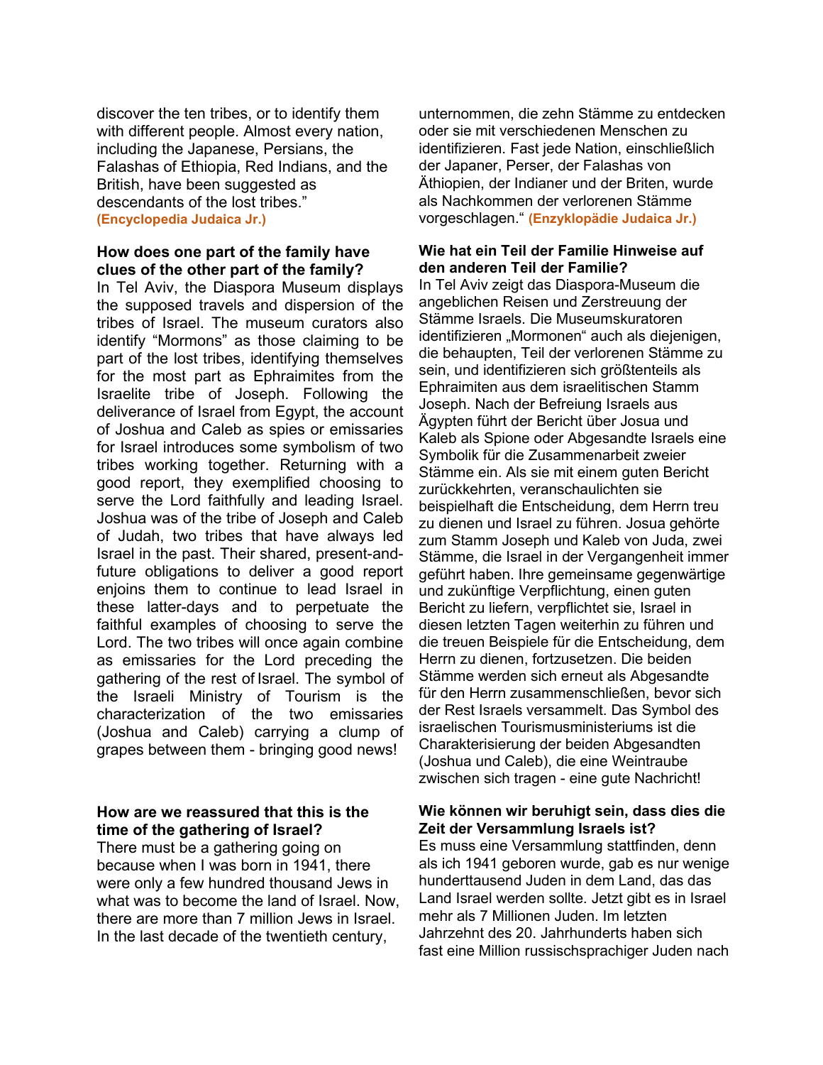discover the ten tribes, or to identify them with different people. Almost every nation, including the Japanese, Persians, the Falashas of Ethiopia, Red Indians, and the British, have been suggested as descendants of the lost tribes."
**(Encyclopedia Judaica Jr.)**

**How does one part of the family have clues of the other part of the family?**

In Tel Aviv, the Diaspora Museum displays the supposed travels and dispersion of the tribes of Israel. The museum curators also identify "Mormons" as those claiming to be part of the lost tribes, identifying themselves for the most part as Ephraimites from the Israelite tribe of Joseph. Following the deliverance of Israel from Egypt, the account of Joshua and Caleb as spies or emissaries for Israel introduces some symbolism of two tribes working together. Returning with a good report, they exemplified choosing to serve the Lord faithfully and leading Israel. Joshua was of the tribe of Joseph and Caleb of Judah, two tribes that have always led Israel in the past. Their shared, present-and-future obligations to deliver a good report enjoins them to continue to lead Israel in these latter-days and to perpetuate the faithful examples of choosing to serve the Lord. The two tribes will once again combine as emissaries for the Lord preceding the gathering of the rest of Israel. The symbol of the Israeli Ministry of Tourism is the characterization of the two emissaries (Joshua and Caleb) carrying a clump of grapes between them - bringing good news!

**How are we reassured that this is the time of the gathering of Israel?**

There must be a gathering going on because when I was born in 1941, there were only a few hundred thousand Jews in what was to become the land of Israel. Now, there are more than 7 million Jews in Israel. In the last decade of the twentieth century,

unternommen, die zehn Stämme zu entdecken oder sie mit verschiedenen Menschen zu identifizieren. Fast jede Nation, einschließlich der Japaner, Perser, der Falashas von Äthiopien, der Indianer und der Briten, wurde als Nachkommen der verlorenen Stämme vorgeschlagen." **(Enzyklopädie Judaica Jr.)**

**Wie hat ein Teil der Familie Hinweise auf den anderen Teil der Familie?**

In Tel Aviv zeigt das Diaspora-Museum die angeblichen Reisen und Zerstreuung der Stämme Israels. Die Museumskuratoren identifizieren „Mormonen" auch als diejenigen, die behaupten, Teil der verlorenen Stämme zu sein, und identifizieren sich größtenteils als Ephraimiten aus dem israelitischen Stamm Joseph. Nach der Befreiung Israels aus Ägypten führt der Bericht über Josua und Kaleb als Spione oder Abgesandte Israels eine Symbolik für die Zusammenarbeit zweier Stämme ein. Als sie mit einem guten Bericht zurückkehrten, veranschaulichten sie beispielhaft die Entscheidung, dem Herrn treu zu dienen und Israel zu führen. Josua gehörte zum Stamm Joseph und Kaleb von Juda, zwei Stämme, die Israel in der Vergangenheit immer geführt haben. Ihre gemeinsame gegenwärtige und zukünftige Verpflichtung, einen guten Bericht zu liefern, verpflichtet sie, Israel in diesen letzten Tagen weiterhin zu führen und die treuen Beispiele für die Entscheidung, dem Herrn zu dienen, fortzusetzen. Die beiden Stämme werden sich erneut als Abgesandte für den Herrn zusammenschließen, bevor sich der Rest Israels versammelt. Das Symbol des israelischen Tourismusministeriums ist die Charakterisierung der beiden Abgesandten (Josua und Caleb), die eine Weintraube zwischen sich tragen - eine gute Nachricht!

**Wie können wir beruhigt sein, dass dies die Zeit der Versammlung Israels ist?**

Es muss eine Versammlung stattfinden, denn als ich 1941 geboren wurde, gab es nur wenige hunderttausend Juden in dem Land, das das Land Israel werden sollte. Jetzt gibt es in Israel mehr als 7 Millionen Juden. Im letzten Jahrzehnt des 20. Jahrhunderts haben sich fast eine Million russischsprachiger Juden nach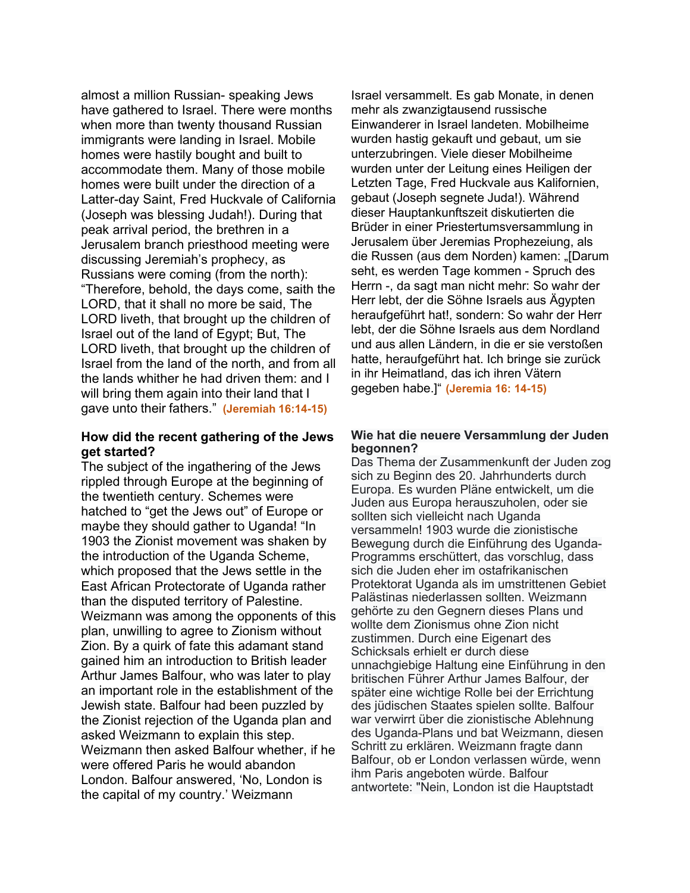almost a million Russian- speaking Jews have gathered to Israel. There were months when more than twenty thousand Russian immigrants were landing in Israel. Mobile homes were hastily bought and built to accommodate them. Many of those mobile homes were built under the direction of a Latter-day Saint, Fred Huckvale of California (Joseph was blessing Judah!). During that peak arrival period, the brethren in a Jerusalem branch priesthood meeting were discussing Jeremiah's prophecy, as Russians were coming (from the north): "Therefore, behold, the days come, saith the LORD, that it shall no more be said, The LORD liveth, that brought up the children of Israel out of the land of Egypt; But, The LORD liveth, that brought up the children of Israel from the land of the north, and from all the lands whither he had driven them: and I will bring them again into their land that I gave unto their fathers." **(Jeremiah 16:14-15)**

**How did the recent gathering of the Jews get started?**

The subject of the ingathering of the Jews rippled through Europe at the beginning of the twentieth century. Schemes were hatched to "get the Jews out" of Europe or maybe they should gather to Uganda! "In 1903 the Zionist movement was shaken by the introduction of the Uganda Scheme, which proposed that the Jews settle in the East African Protectorate of Uganda rather than the disputed territory of Palestine. Weizmann was among the opponents of this plan, unwilling to agree to Zionism without Zion. By a quirk of fate this adamant stand gained him an introduction to British leader Arthur James Balfour, who was later to play an important role in the establishment of the Jewish state. Balfour had been puzzled by the Zionist rejection of the Uganda plan and asked Weizmann to explain this step. Weizmann then asked Balfour whether, if he were offered Paris he would abandon London. Balfour answered, 'No, London is the capital of my country.' Weizmann

Israel versammelt. Es gab Monate, in denen mehr als zwanzigtausend russische Einwanderer in Israel landeten. Mobilheime wurden hastig gekauft und gebaut, um sie unterzubringen. Viele dieser Mobilheime wurden unter der Leitung eines Heiligen der Letzten Tage, Fred Huckvale aus Kalifornien, gebaut (Joseph segnete Juda!). Während dieser Hauptankunftszeit diskutierten die Brüder in einer Priestertumsversammlung in Jerusalem über Jeremias Prophezeiung, als die Russen (aus dem Norden) kamen: „[Darum seht, es werden Tage kommen - Spruch des Herrn -, da sagt man nicht mehr: So wahr der Herr lebt, der die Söhne Israels aus Ägypten heraufgeführt hat!, sondern: So wahr der Herr lebt, der die Söhne Israels aus dem Nordland und aus allen Ländern, in die er sie verstoßen hatte, heraufgeführt hat. Ich bringe sie zurück in ihr Heimatland, das ich ihren Vätern gegeben habe.]" **(Jeremia 16: 14-15)**

**Wie hat die neuere Versammlung der Juden begonnen?**

Das Thema der Zusammenkunft der Juden zog sich zu Beginn des 20. Jahrhunderts durch Europa. Es wurden Pläne entwickelt, um die Juden aus Europa herauszuholen, oder sie sollten sich vielleicht nach Uganda versammeln! 1903 wurde die zionistische Bewegung durch die Einführung des Uganda-Programms erschüttert, das vorschlug, dass sich die Juden eher im ostafrikanischen Protektorat Uganda als im umstrittenen Gebiet Palästinas niederlassen sollten. Weizmann gehörte zu den Gegnern dieses Plans und wollte dem Zionismus ohne Zion nicht zustimmen. Durch eine Eigenart des Schicksals erhielt er durch diese unnachgiebige Haltung eine Einführung in den britischen Führer Arthur James Balfour, der später eine wichtige Rolle bei der Errichtung des jüdischen Staates spielen sollte. Balfour war verwirrt über die zionistische Ablehnung des Uganda-Plans und bat Weizmann, diesen Schritt zu erklären. Weizmann fragte dann Balfour, ob er London verlassen würde, wenn ihm Paris angeboten würde. Balfour antwortete: "Nein, London ist die Hauptstadt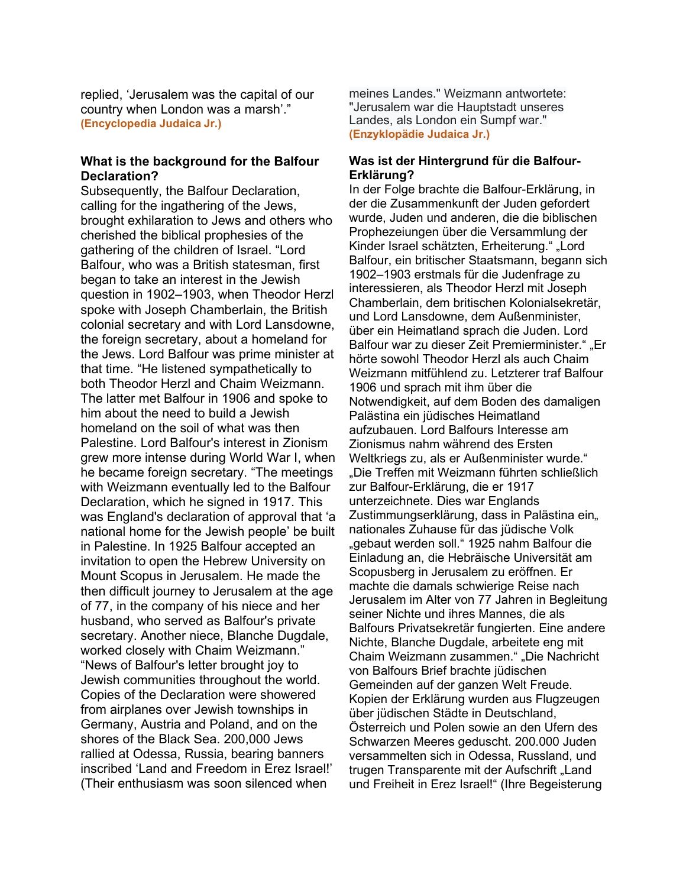replied, 'Jerusalem was the capital of our country when London was a marsh'." **(Encyclopedia Judaica Jr.)**

### What is the background for the Balfour Declaration?

Subsequently, the Balfour Declaration, calling for the ingathering of the Jews, brought exhilaration to Jews and others who cherished the biblical prophesies of the gathering of the children of Israel. "Lord Balfour, who was a British statesman, first began to take an interest in the Jewish question in 1902–1903, when Theodor Herzl spoke with Joseph Chamberlain, the British colonial secretary and with Lord Lansdowne, the foreign secretary, about a homeland for the Jews. Lord Balfour was prime minister at that time. "He listened sympathetically to both Theodor Herzl and Chaim Weizmann. The latter met Balfour in 1906 and spoke to him about the need to build a Jewish homeland on the soil of what was then Palestine. Lord Balfour's interest in Zionism grew more intense during World War I, when he became foreign secretary. "The meetings with Weizmann eventually led to the Balfour Declaration, which he signed in 1917. This was England's declaration of approval that 'a national home for the Jewish people' be built in Palestine. In 1925 Balfour accepted an invitation to open the Hebrew University on Mount Scopus in Jerusalem. He made the then difficult journey to Jerusalem at the age of 77, in the company of his niece and her husband, who served as Balfour's private secretary. Another niece, Blanche Dugdale, worked closely with Chaim Weizmann." "News of Balfour's letter brought joy to Jewish communities throughout the world. Copies of the Declaration were showered from airplanes over Jewish townships in Germany, Austria and Poland, and on the shores of the Black Sea. 200,000 Jews rallied at Odessa, Russia, bearing banners inscribed 'Land and Freedom in Erez Israel!' (Their enthusiasm was soon silenced when

meines Landes." Weizmann antwortete: "Jerusalem war die Hauptstadt unseres Landes, als London ein Sumpf war." **(Enzyklopädie Judaica Jr.)**

### Was ist der Hintergrund für die Balfour-Erklärung?

In der Folge brachte die Balfour-Erklärung, in der die Zusammenkunft der Juden gefordert wurde, Juden und anderen, die die biblischen Prophezeiungen über die Versammlung der Kinder Israel schätzten, Erheiterung." „Lord Balfour, ein britischer Staatsmann, begann sich 1902–1903 erstmals für die Judenfrage zu interessieren, als Theodor Herzl mit Joseph Chamberlain, dem britischen Kolonialsekretär, und Lord Lansdowne, dem Außenminister, über ein Heimatland sprach die Juden. Lord Balfour war zu dieser Zeit Premierminister." „Er hörte sowohl Theodor Herzl als auch Chaim Weizmann mitfühlend zu. Letzterer traf Balfour 1906 und sprach mit ihm über die Notwendigkeit, auf dem Boden des damaligen Palästina ein jüdisches Heimatland aufzubauen. Lord Balfours Interesse am Zionismus nahm während des Ersten Weltkriegs zu, als er Außenminister wurde." „Die Treffen mit Weizmann führten schließlich zur Balfour-Erklärung, die er 1917 unterzeichnete. Dies war Englands Zustimmungserklärung, dass in Palästina ein„ nationales Zuhause für das jüdische Volk „gebaut werden soll." 1925 nahm Balfour die Einladung an, die Hebräische Universität am Scopusberg in Jerusalem zu eröffnen. Er machte die damals schwierige Reise nach Jerusalem im Alter von 77 Jahren in Begleitung seiner Nichte und ihres Mannes, die als Balfours Privatsekretär fungierten. Eine andere Nichte, Blanche Dugdale, arbeitete eng mit Chaim Weizmann zusammen." „Die Nachricht von Balfours Brief brachte jüdischen Gemeinden auf der ganzen Welt Freude. Kopien der Erklärung wurden aus Flugzeugen über jüdischen Städte in Deutschland, Österreich und Polen sowie an den Ufern des Schwarzen Meeres geduscht. 200.000 Juden versammelten sich in Odessa, Russland, und trugen Transparente mit der Aufschrift „Land und Freiheit in Erez Israel!" (Ihre Begeisterung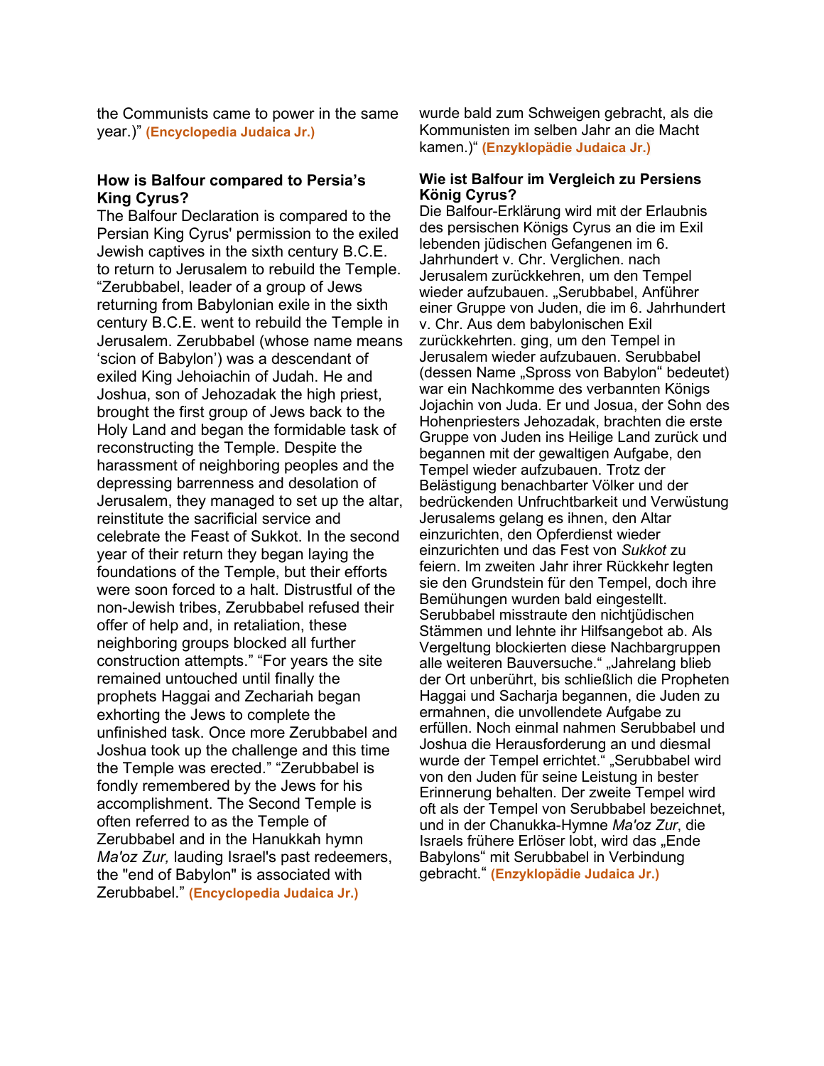the Communists came to power in the same year.)" **(Encyclopedia Judaica Jr.)**

**How is Balfour compared to Persia's King Cyrus?**
The Balfour Declaration is compared to the Persian King Cyrus' permission to the exiled Jewish captives in the sixth century B.C.E. to return to Jerusalem to rebuild the Temple. "Zerubbabel, leader of a group of Jews returning from Babylonian exile in the sixth century B.C.E. went to rebuild the Temple in Jerusalem. Zerubbabel (whose name means 'scion of Babylon') was a descendant of exiled King Jehoiachin of Judah. He and Joshua, son of Jehozadak the high priest, brought the first group of Jews back to the Holy Land and began the formidable task of reconstructing the Temple. Despite the harassment of neighboring peoples and the depressing barrenness and desolation of Jerusalem, they managed to set up the altar, reinstitute the sacrificial service and celebrate the Feast of Sukkot. In the second year of their return they began laying the foundations of the Temple, but their efforts were soon forced to a halt. Distrustful of the non-Jewish tribes, Zerubbabel refused their offer of help and, in retaliation, these neighboring groups blocked all further construction attempts." "For years the site remained untouched until finally the prophets Haggai and Zechariah began exhorting the Jews to complete the unfinished task. Once more Zerubbabel and Joshua took up the challenge and this time the Temple was erected." "Zerubbabel is fondly remembered by the Jews for his accomplishment. The Second Temple is often referred to as the Temple of Zerubbabel and in the Hanukkah hymn *Ma'oz Zur,* lauding Israel's past redeemers, the "end of Babylon" is associated with Zerubbabel." **(Encyclopedia Judaica Jr.)**

wurde bald zum Schweigen gebracht, als die Kommunisten im selben Jahr an die Macht kamen.)" **(Enzyklopädie Judaica Jr.)**

**Wie ist Balfour im Vergleich zu Persiens König Cyrus?**
Die Balfour-Erklärung wird mit der Erlaubnis des persischen Königs Cyrus an die im Exil lebenden jüdischen Gefangenen im 6. Jahrhundert v. Chr. Verglichen. nach Jerusalem zurückkehren, um den Tempel wieder aufzubauen. „Serubbabel, Anführer einer Gruppe von Juden, die im 6. Jahrhundert v. Chr. Aus dem babylonischen Exil zurückkehrten. ging, um den Tempel in Jerusalem wieder aufzubauen. Serubbabel (dessen Name „Spross von Babylon" bedeutet) war ein Nachkomme des verbannten Königs Jojachin von Juda. Er und Josua, der Sohn des Hohenpriesters Jehozadak, brachten die erste Gruppe von Juden ins Heilige Land zurück und begannen mit der gewaltigen Aufgabe, den Tempel wieder aufzubauen. Trotz der Belästigung benachbarter Völker und der bedrückenden Unfruchtbarkeit und Verwüstung Jerusalems gelang es ihnen, den Altar einzurichten, den Opferdienst wieder einzurichten und das Fest von *Sukkot* zu feiern. Im zweiten Jahr ihrer Rückkehr legten sie den Grundstein für den Tempel, doch ihre Bemühungen wurden bald eingestellt. Serubbabel misstraute den nichtjüdischen Stämmen und lehnte ihr Hilfsangebot ab. Als Vergeltung blockierten diese Nachbargruppen alle weiteren Bauversuche." „Jahrelang blieb der Ort unberührt, bis schließlich die Propheten Haggai und Sacharja begannen, die Juden zu ermahnen, die unvollendete Aufgabe zu erfüllen. Noch einmal nahmen Serubbabel und Joshua die Herausforderung an und diesmal wurde der Tempel errichtet." „Serubbabel wird von den Juden für seine Leistung in bester Erinnerung behalten. Der zweite Tempel wird oft als der Tempel von Serubbabel bezeichnet, und in der Chanukka-Hymne *Ma'oz Zur*, die Israels frühere Erlöser lobt, wird das „Ende Babylons" mit Serubbabel in Verbindung gebracht." **(Enzyklopädie Judaica Jr.)**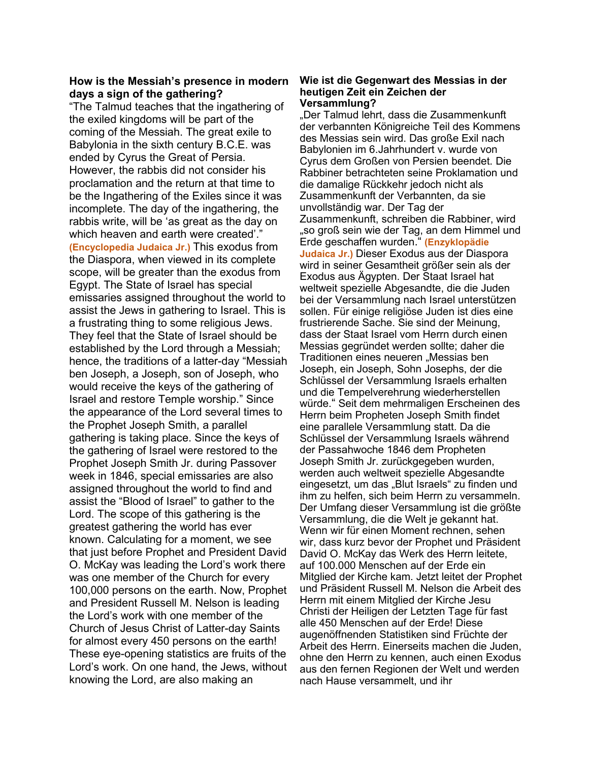**How is the Messiah's presence in modern days a sign of the gathering?**

"The Talmud teaches that the ingathering of the exiled kingdoms will be part of the coming of the Messiah. The great exile to Babylonia in the sixth century B.C.E. was ended by Cyrus the Great of Persia. However, the rabbis did not consider his proclamation and the return at that time to be the Ingathering of the Exiles since it was incomplete. The day of the ingathering, the rabbis write, will be 'as great as the day on which heaven and earth were created'." **(Encyclopedia Judaica Jr.)** This exodus from the Diaspora, when viewed in its complete scope, will be greater than the exodus from Egypt. The State of Israel has special emissaries assigned throughout the world to assist the Jews in gathering to Israel. This is a frustrating thing to some religious Jews. They feel that the State of Israel should be established by the Lord through a Messiah; hence, the traditions of a latter-day "Messiah ben Joseph, a Joseph, son of Joseph, who would receive the keys of the gathering of Israel and restore Temple worship." Since the appearance of the Lord several times to the Prophet Joseph Smith, a parallel gathering is taking place. Since the keys of the gathering of Israel were restored to the Prophet Joseph Smith Jr. during Passover week in 1846, special emissaries are also assigned throughout the world to find and assist the "Blood of Israel" to gather to the Lord. The scope of this gathering is the greatest gathering the world has ever known. Calculating for a moment, we see that just before Prophet and President David O. McKay was leading the Lord's work there was one member of the Church for every 100,000 persons on the earth. Now, Prophet and President Russell M. Nelson is leading the Lord's work with one member of the Church of Jesus Christ of Latter-day Saints for almost every 450 persons on the earth! These eye-opening statistics are fruits of the Lord's work. On one hand, the Jews, without knowing the Lord, are also making an

**Wie ist die Gegenwart des Messias in der heutigen Zeit ein Zeichen der Versammlung?**

„Der Talmud lehrt, dass die Zusammenkunft der verbannten Königreiche Teil des Kommens des Messias sein wird. Das große Exil nach Babylonien im 6.Jahrhundert v. wurde von Cyrus dem Großen von Persien beendet. Die Rabbiner betrachteten seine Proklamation und die damalige Rückkehr jedoch nicht als Zusammenkunft der Verbannten, da sie unvollständig war. Der Tag der Zusammenkunft, schreiben die Rabbiner, wird „so groß sein wie der Tag, an dem Himmel und Erde geschaffen wurden." **(Enzyklopädie Judaica Jr.)** Dieser Exodus aus der Diaspora wird in seiner Gesamtheit größer sein als der Exodus aus Ägypten. Der Staat Israel hat weltweit spezielle Abgesandte, die die Juden bei der Versammlung nach Israel unterstützen sollen. Für einige religiöse Juden ist dies eine frustrierende Sache. Sie sind der Meinung, dass der Staat Israel vom Herrn durch einen Messias gegründet werden sollte; daher die Traditionen eines neueren „Messias ben Joseph, ein Joseph, Sohn Josephs, der die Schlüssel der Versammlung Israels erhalten und die Tempelverehrung wiederherstellen würde." Seit dem mehrmaligen Erscheinen des Herrn beim Propheten Joseph Smith findet eine parallele Versammlung statt. Da die Schlüssel der Versammlung Israels während der Passahwoche 1846 dem Propheten Joseph Smith Jr. zurückgegeben wurden, werden auch weltweit spezielle Abgesandte eingesetzt, um das „Blut Israels" zu finden und ihm zu helfen, sich beim Herrn zu versammeln. Der Umfang dieser Versammlung ist die größte Versammlung, die die Welt je gekannt hat. Wenn wir für einen Moment rechnen, sehen wir, dass kurz bevor der Prophet und Präsident David O. McKay das Werk des Herrn leitete, auf 100.000 Menschen auf der Erde ein Mitglied der Kirche kam. Jetzt leitet der Prophet und Präsident Russell M. Nelson die Arbeit des Herrn mit einem Mitglied der Kirche Jesu Christi der Heiligen der Letzten Tage für fast alle 450 Menschen auf der Erde! Diese augenöffnenden Statistiken sind Früchte der Arbeit des Herrn. Einerseits machen die Juden, ohne den Herrn zu kennen, auch einen Exodus aus den fernen Regionen der Welt und werden nach Hause versammelt, und ihr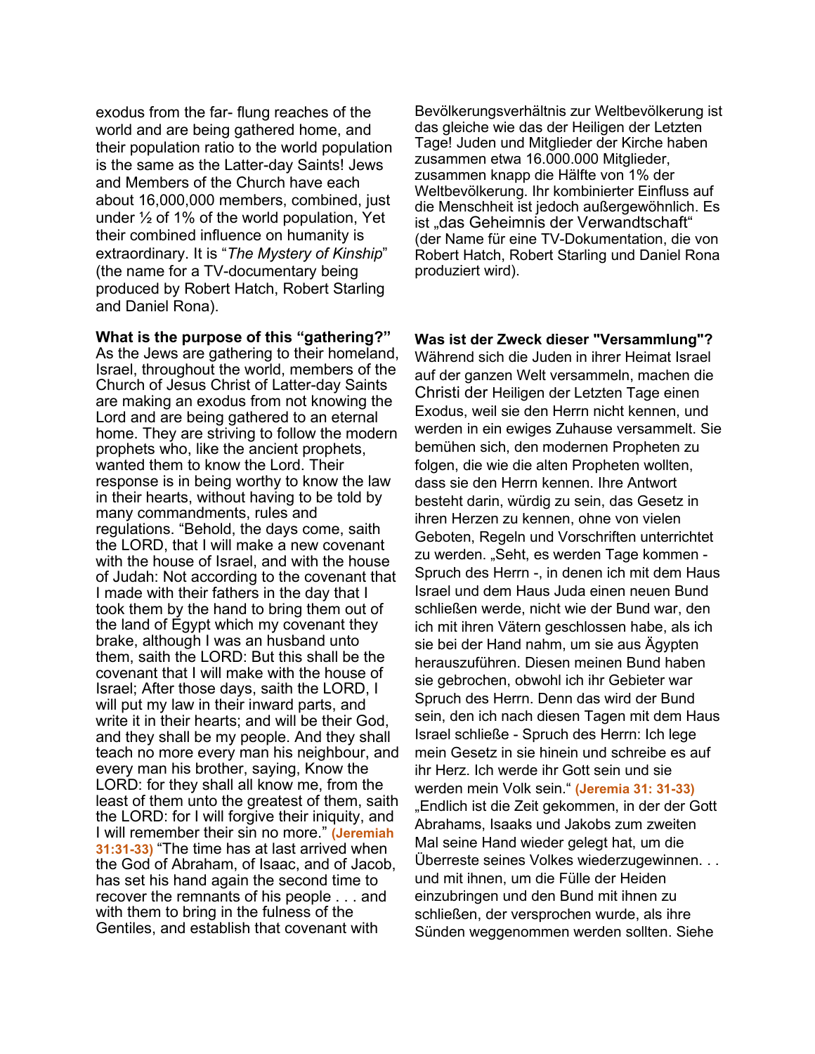exodus from the far- flung reaches of the world and are being gathered home, and their population ratio to the world population is the same as the Latter-day Saints! Jews and Members of the Church have each about 16,000,000 members, combined, just under ½ of 1% of the world population, Yet their combined influence on humanity is extraordinary. It is "*The Mystery of Kinship*" (the name for a TV-documentary being produced by Robert Hatch, Robert Starling and Daniel Rona).

**What is the purpose of this "gathering?"**
As the Jews are gathering to their homeland, Israel, throughout the world, members of the Church of Jesus Christ of Latter-day Saints are making an exodus from not knowing the Lord and are being gathered to an eternal home. They are striving to follow the modern prophets who, like the ancient prophets, wanted them to know the Lord. Their response is in being worthy to know the law in their hearts, without having to be told by many commandments, rules and regulations. "Behold, the days come, saith the LORD, that I will make a new covenant with the house of Israel, and with the house of Judah: Not according to the covenant that I made with their fathers in the day that I took them by the hand to bring them out of the land of Egypt which my covenant they brake, although I was an husband unto them, saith the LORD: But this shall be the covenant that I will make with the house of Israel; After those days, saith the LORD, I will put my law in their inward parts, and write it in their hearts; and will be their God, and they shall be my people. And they shall teach no more every man his neighbour, and every man his brother, saying, Know the LORD: for they shall all know me, from the least of them unto the greatest of them, saith the LORD: for I will forgive their iniquity, and I will remember their sin no more." **(Jeremiah 31:31-33)** "The time has at last arrived when the God of Abraham, of Isaac, and of Jacob, has set his hand again the second time to recover the remnants of his people . . . and with them to bring in the fulness of the Gentiles, and establish that covenant with

Bevölkerungsverhältnis zur Weltbevölkerung ist das gleiche wie das der Heiligen der Letzten Tage! Juden und Mitglieder der Kirche haben zusammen etwa 16.000.000 Mitglieder, zusammen knapp die Hälfte von 1% der Weltbevölkerung. Ihr kombinierter Einfluss auf die Menschheit ist jedoch außergewöhnlich. Es ist „das Geheimnis der Verwandtschaft" (der Name für eine TV-Dokumentation, die von Robert Hatch, Robert Starling und Daniel Rona produziert wird).

**Was ist der Zweck dieser "Versammlung"?**
Während sich die Juden in ihrer Heimat Israel auf der ganzen Welt versammeln, machen die Christi der Heiligen der Letzten Tage einen Exodus, weil sie den Herrn nicht kennen, und werden in ein ewiges Zuhause versammelt. Sie bemühen sich, den modernen Propheten zu folgen, die wie die alten Propheten wollten, dass sie den Herrn kennen. Ihre Antwort besteht darin, würdig zu sein, das Gesetz in ihren Herzen zu kennen, ohne von vielen Geboten, Regeln und Vorschriften unterrichtet zu werden. „Seht, es werden Tage kommen - Spruch des Herrn -, in denen ich mit dem Haus Israel und dem Haus Juda einen neuen Bund schließen werde, nicht wie der Bund war, den ich mit ihren Vätern geschlossen habe, als ich sie bei der Hand nahm, um sie aus Ägypten herauszuführen. Diesen meinen Bund haben sie gebrochen, obwohl ich ihr Gebieter war Spruch des Herrn. Denn das wird der Bund sein, den ich nach diesen Tagen mit dem Haus Israel schließe - Spruch des Herrn: Ich lege mein Gesetz in sie hinein und schreibe es auf ihr Herz. Ich werde ihr Gott sein und sie werden mein Volk sein." **(Jeremia 31: 31-33)** „Endlich ist die Zeit gekommen, in der der Gott Abrahams, Isaaks und Jakobs zum zweiten Mal seine Hand wieder gelegt hat, um die Überreste seines Volkes wiederzugewinnen. . . und mit ihnen, um die Fülle der Heiden einzubringen und den Bund mit ihnen zu schließen, der versprochen wurde, als ihre Sünden weggenommen werden sollten. Siehe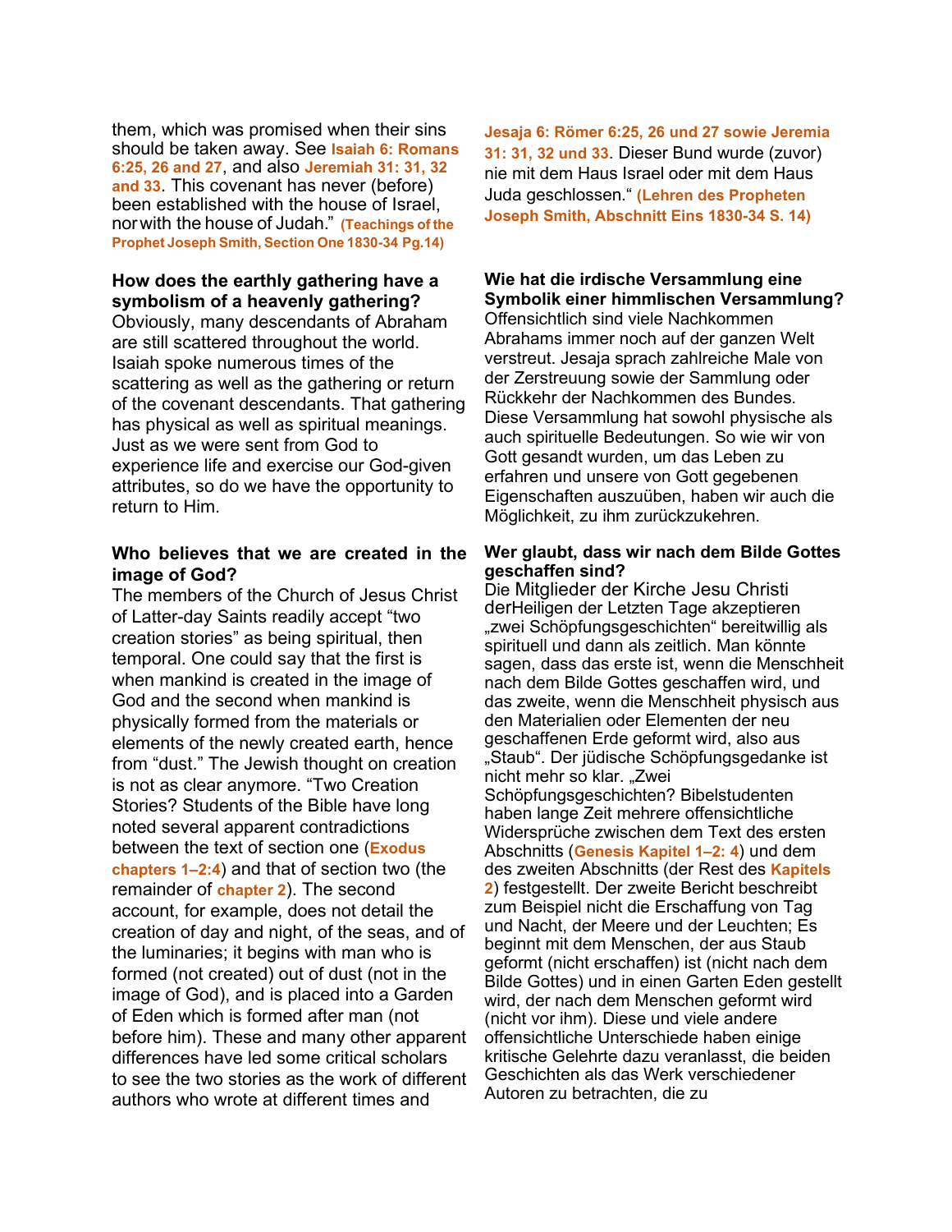them, which was promised when their sins should be taken away. See **Isaiah 6: Romans 6:25, 26 and 27**, and also **Jeremiah 31: 31, 32 and 33**. This covenant has never (before) been established with the house of Israel, nor with the house of Judah." **(Teachings of the Prophet Joseph Smith, Section One 1830-34 Pg.14)**

**How does the earthly gathering have a symbolism of a heavenly gathering?**
Obviously, many descendants of Abraham are still scattered throughout the world. Isaiah spoke numerous times of the scattering as well as the gathering or return of the covenant descendants. That gathering has physical as well as spiritual meanings. Just as we were sent from God to experience life and exercise our God-given attributes, so do we have the opportunity to return to Him.

**Who believes that we are created in the image of God?**
The members of the Church of Jesus Christ of Latter-day Saints readily accept "two creation stories" as being spiritual, then temporal. One could say that the first is when mankind is created in the image of God and the second when mankind is physically formed from the materials or elements of the newly created earth, hence from "dust." The Jewish thought on creation is not as clear anymore. "Two Creation Stories? Students of the Bible have long noted several apparent contradictions between the text of section one (**Exodus chapters 1–2:4**) and that of section two (the remainder of **chapter 2**). The second account, for example, does not detail the creation of day and night, of the seas, and of the luminaries; it begins with man who is formed (not created) out of dust (not in the image of God), and is placed into a Garden of Eden which is formed after man (not before him). These and many other apparent differences have led some critical scholars to see the two stories as the work of different authors who wrote at different times and

**Jesaja 6: Römer 6:25, 26 und 27 sowie Jeremia 31: 31, 32 und 33**. Dieser Bund wurde (zuvor) nie mit dem Haus Israel oder mit dem Haus Juda geschlossen." **(Lehren des Propheten Joseph Smith, Abschnitt Eins 1830-34 S. 14)**

**Wie hat die irdische Versammlung eine Symbolik einer himmlischen Versammlung?**
Offensichtlich sind viele Nachkommen Abrahams immer noch auf der ganzen Welt verstreut. Jesaja sprach zahlreiche Male von der Zerstreuung sowie der Sammlung oder Rückkehr der Nachkommen des Bundes. Diese Versammlung hat sowohl physische als auch spirituelle Bedeutungen. So wie wir von Gott gesandt wurden, um das Leben zu erfahren und unsere von Gott gegebenen Eigenschaften auszuüben, haben wir auch die Möglichkeit, zu ihm zurückzukehren.

**Wer glaubt, dass wir nach dem Bilde Gottes geschaffen sind?**
Die Mitglieder der Kirche Jesu Christi derHeiligen der Letzten Tage akzeptieren „zwei Schöpfungsgeschichten" bereitwillig als spirituell und dann als zeitlich. Man könnte sagen, dass das erste ist, wenn die Menschheit nach dem Bilde Gottes geschaffen wird, und das zweite, wenn die Menschheit physisch aus den Materialien oder Elementen der neu geschaffenen Erde geformt wird, also aus „Staub". Der jüdische Schöpfungsgedanke ist nicht mehr so klar. „Zwei Schöpfungsgeschichten? Bibelstudenten haben lange Zeit mehrere offensichtliche Widersprüche zwischen dem Text des ersten Abschnitts (**Genesis Kapitel 1–2: 4**) und dem des zweiten Abschnitts (der Rest des **Kapitels 2**) festgestellt. Der zweite Bericht beschreibt zum Beispiel nicht die Erschaffung von Tag und Nacht, der Meere und der Leuchten; Es beginnt mit dem Menschen, der aus Staub geformt (nicht erschaffen) ist (nicht nach dem Bilde Gottes) und in einen Garten Eden gestellt wird, der nach dem Menschen geformt wird (nicht vor ihm). Diese und viele andere offensichtliche Unterschiede haben einige kritische Gelehrte dazu veranlasst, die beiden Geschichten als das Werk verschiedener Autoren zu betrachten, die zu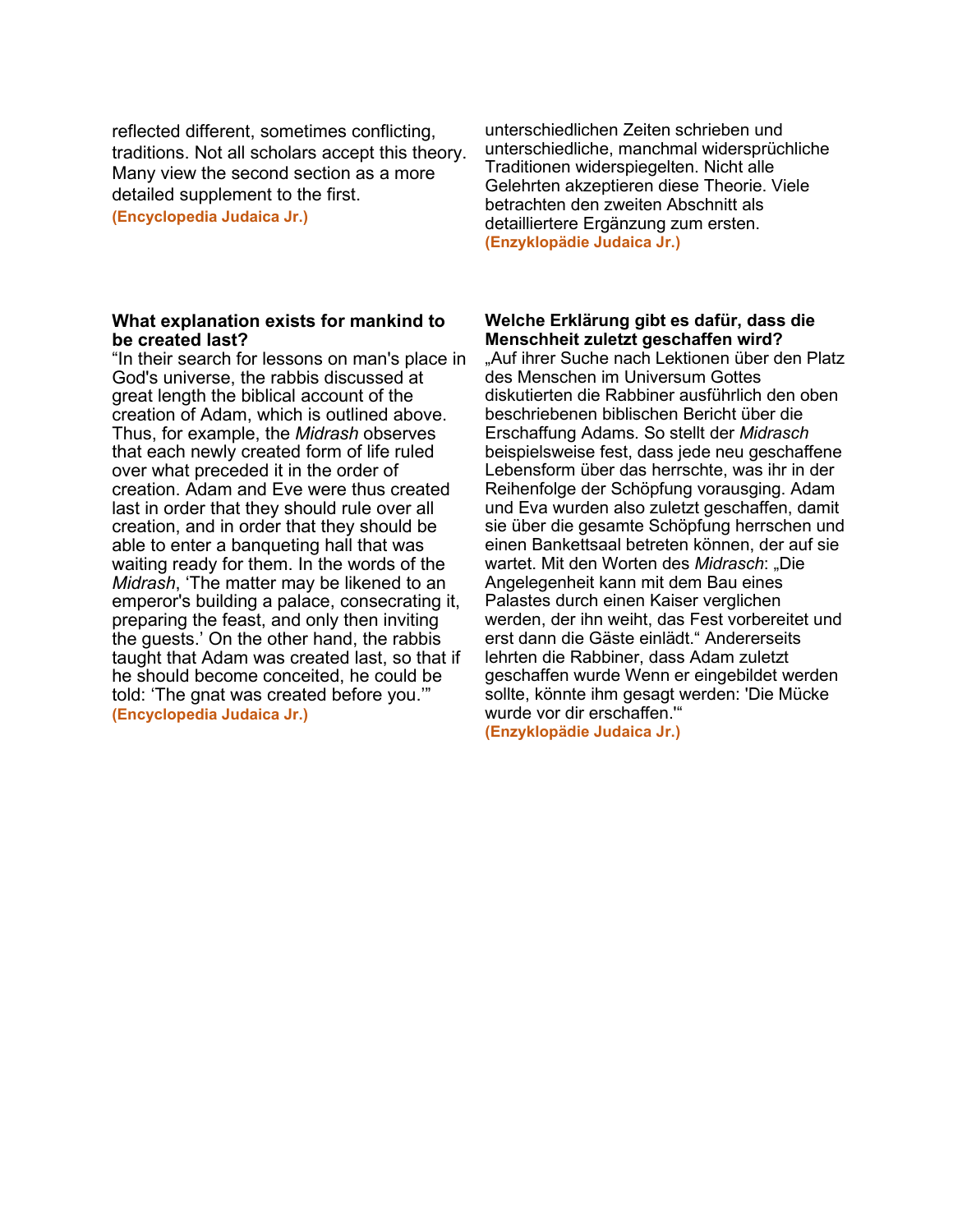reflected different, sometimes conflicting, traditions. Not all scholars accept this theory. Many view the second section as a more detailed supplement to the first.
**(Encyclopedia Judaica Jr.)**

unterschiedlichen Zeiten schrieben und unterschiedliche, manchmal widersprüchliche Traditionen widerspiegelten. Nicht alle Gelehrten akzeptieren diese Theorie. Viele betrachten den zweiten Abschnitt als detailliertere Ergänzung zum ersten.
**(Enzyklopädie Judaica Jr.)**

**What explanation exists for mankind to be created last?**
"In their search for lessons on man's place in God's universe, the rabbis discussed at great length the biblical account of the creation of Adam, which is outlined above. Thus, for example, the *Midrash* observes that each newly created form of life ruled over what preceded it in the order of creation. Adam and Eve were thus created last in order that they should rule over all creation, and in order that they should be able to enter a banqueting hall that was waiting ready for them. In the words of the *Midrash*, 'The matter may be likened to an emperor's building a palace, consecrating it, preparing the feast, and only then inviting the guests.' On the other hand, the rabbis taught that Adam was created last, so that if he should become conceited, he could be told: 'The gnat was created before you.'"
**(Encyclopedia Judaica Jr.)**

**Welche Erklärung gibt es dafür, dass die Menschheit zuletzt geschaffen wird?**
„Auf ihrer Suche nach Lektionen über den Platz des Menschen im Universum Gottes diskutierten die Rabbiner ausführlich den oben beschriebenen biblischen Bericht über die Erschaffung Adams. So stellt der *Midrasch* beispielsweise fest, dass jede neu geschaffene Lebensform über das herrschte, was ihr in der Reihenfolge der Schöpfung vorausging. Adam und Eva wurden also zuletzt geschaffen, damit sie über die gesamte Schöpfung herrschen und einen Bankettsaal betreten können, der auf sie wartet. Mit den Worten des *Midrasch*: „Die Angelegenheit kann mit dem Bau eines Palastes durch einen Kaiser verglichen werden, der ihn weiht, das Fest vorbereitet und erst dann die Gäste einlädt." Andererseits lehrten die Rabbiner, dass Adam zuletzt geschaffen wurde Wenn er eingebildet werden sollte, könnte ihm gesagt werden: 'Die Mücke wurde vor dir erschaffen.'"
**(Enzyklopädie Judaica Jr.)**